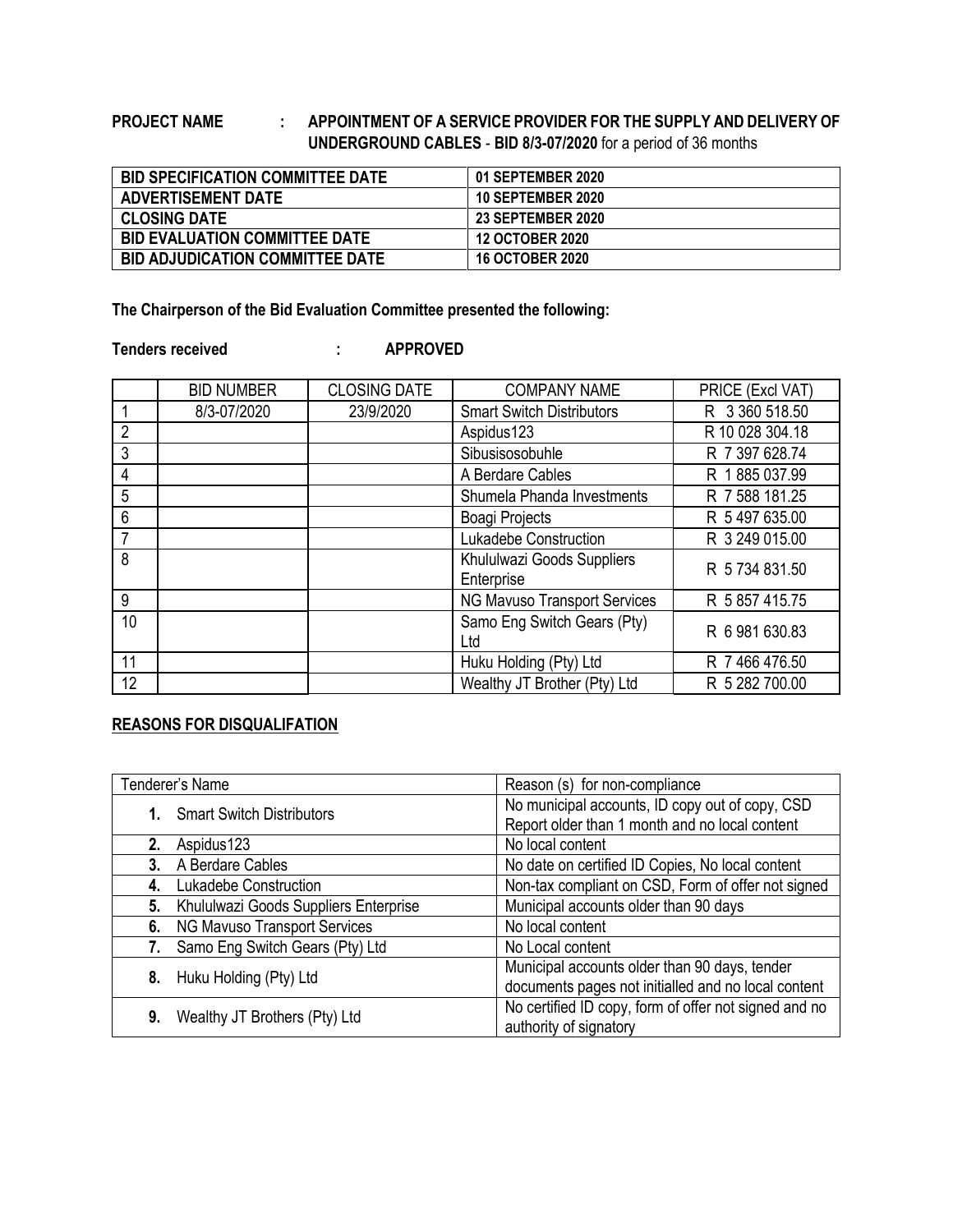**PROJECT NAME : APPOINTMENT OF A SERVICE PROVIDER FOR THE SUPPLY AND DELIVERY OF UNDERGROUND CABLES - BID 8/3-07/2020** for a period of 36 months

| | |
|---|---|
| **BID SPECIFICATION COMMITTEE DATE** | **01 SEPTEMBER 2020** |
| **ADVERTISEMENT DATE** | **10 SEPTEMBER 2020** |
| **CLOSING DATE** | **23 SEPTEMBER 2020** |
| **BID EVALUATION COMMITTEE DATE** | **12 OCTOBER 2020** |
| **BID ADJUDICATION COMMITTEE DATE** | **16 OCTOBER 2020** |

**The Chairperson of the Bid Evaluation Committee presented the following:**

**Tenders received : APPROVED**

| | BID NUMBER | CLOSING DATE | COMPANY NAME | PRICE (Excl VAT) |
|---|---|---|---|---|
| 1 | 8/3-07/2020 | 23/9/2020 | Smart Switch Distributors | R 3 360 518.50 |
| 2 | | | Aspidus123 | R 10 028 304.18 |
| 3 | | | Sibusisosobuhle | R 7 397 628.74 |
| 4 | | | A Berdare Cables | R 1 885 037.99 |
| 5 | | | Shumela Phanda Investments | R 7 588 181.25 |
| 6 | | | Boagi Projects | R 5 497 635.00 |
| 7 | | | Lukadebe Construction | R 3 249 015.00 |
| 8 | | | Khululwazi Goods Suppliers Enterprise | R 5 734 831.50 |
| 9 | | | NG Mavuso Transport Services | R 5 857 415.75 |
| 10 | | | Samo Eng Switch Gears (Pty) Ltd | R 6 981 630.83 |
| 11 | | | Huku Holding (Pty) Ltd | R 7 466 476.50 |
| 12 | | | Wealthy JT Brother (Pty) Ltd | R 5 282 700.00 |

**REASONS FOR DISQUALIFATION**

| Tenderer's Name | Reason (s) for non-compliance |
|---|---|
| **1.** Smart Switch Distributors | No municipal accounts, ID copy out of copy, CSD Report older than 1 month and no local content |
| **2.** Aspidus123 | No local content |
| **3.** A Berdare Cables | No date on certified ID Copies, No local content |
| **4.** Lukadebe Construction | Non-tax compliant on CSD, Form of offer not signed |
| **5.** Khululwazi Goods Suppliers Enterprise | Municipal accounts older than 90 days |
| **6.** NG Mavuso Transport Services | No local content |
| **7.** Samo Eng Switch Gears (Pty) Ltd | No Local content |
| **8.** Huku Holding (Pty) Ltd | Municipal accounts older than 90 days, tender documents pages not initialled and no local content |
| **9.** Wealthy JT Brothers (Pty) Ltd | No certified ID copy, form of offer not signed and no authority of signatory |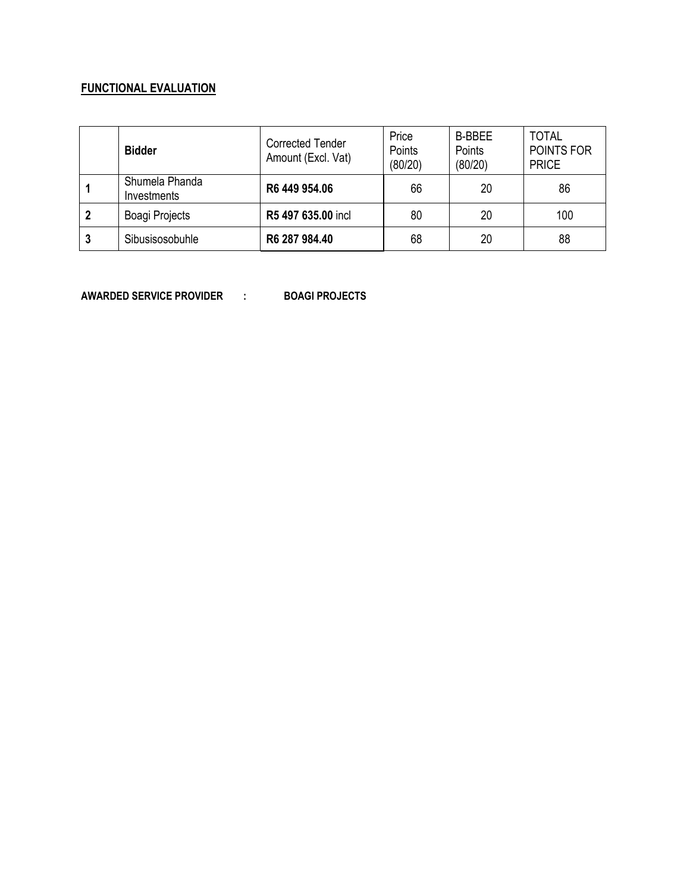**FUNCTIONAL EVALUATION**

| | **Bidder** | Corrected Tender Amount (Excl. Vat) | Price Points (80/20) | B-BBEE Points (80/20) | TOTAL POINTS FOR PRICE |
|---|---|---|---|---|---|
| **1** | Shumela Phanda Investments | **R6 449 954.06** | 66 | 20 | 86 |
| **2** | Boagi Projects | **R5 497 635.00** incl | 80 | 20 | 100 |
| **3** | Sibusisosobuhle | **R6 287 984.40** | 68 | 20 | 88 |

**AWARDED SERVICE PROVIDER : BOAGI PROJECTS**